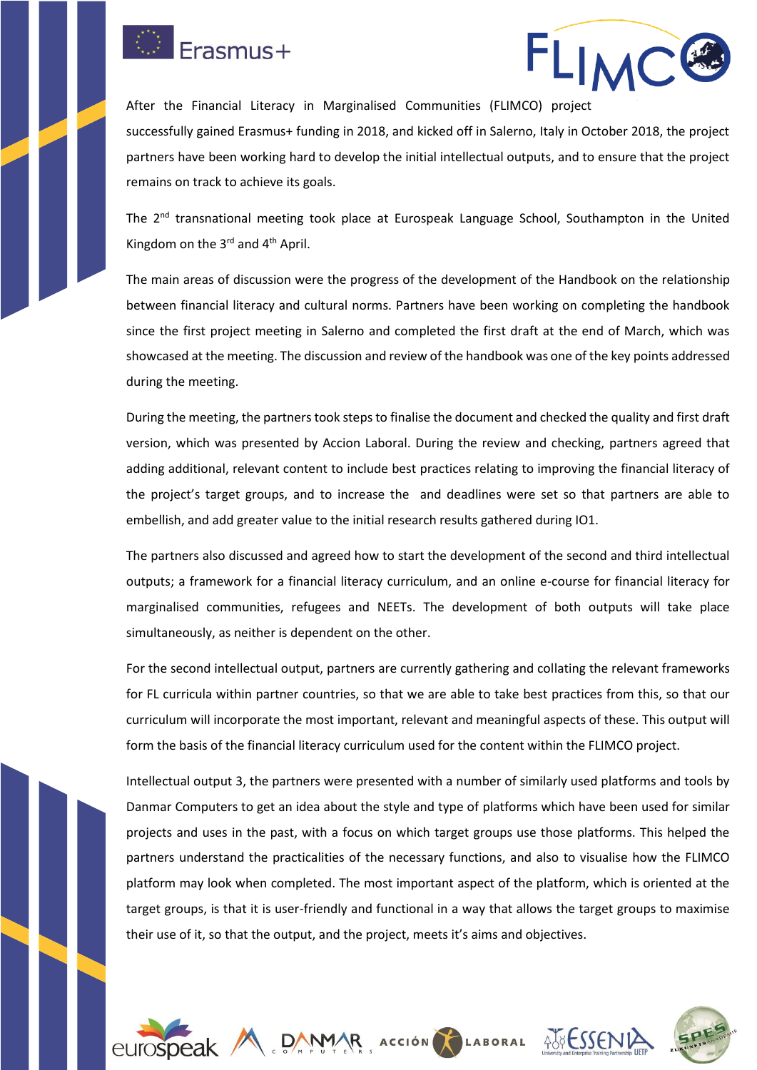After the Financial Literacy in Marginalised Communities (FLIMCO) project successfully gained Erasmus+ funding in 2018, and kicked off in Salerno, Italy in October 2018, the project partners have been working hard to develop the initial intellectual outputs, and to ensure that the project remains on track to achieve its goals.

The 2nd transnational meeting took place at Eurospeak Language School, Southampton in the United Kingdom on the 3rd and 4th April.

The main areas of discussion were the progress of the development of the Handbook on the relationship between financial literacy and cultural norms. Partners have been working on completing the handbook since the first project meeting in Salerno and completed the first draft at the end of March, which was showcased at the meeting. The discussion and review of the handbook was one of the key points addressed during the meeting.

During the meeting, the partners took steps to finalise the document and checked the quality and first draft version, which was presented by Accion Laboral. During the review and checking, partners agreed that adding additional, relevant content to include best practices relating to improving the financial literacy of the project's target groups, and to increase the  and deadlines were set so that partners are able to embellish, and add greater value to the initial research results gathered during IO1.

The partners also discussed and agreed how to start the development of the second and third intellectual outputs; a framework for a financial literacy curriculum, and an online e-course for financial literacy for marginalised communities, refugees and NEETs. The development of both outputs will take place simultaneously, as neither is dependent on the other.

For the second intellectual output, partners are currently gathering and collating the relevant frameworks for FL curricula within partner countries, so that we are able to take best practices from this, so that our curriculum will incorporate the most important, relevant and meaningful aspects of these. This output will form the basis of the financial literacy curriculum used for the content within the FLIMCO project.

Intellectual output 3, the partners were presented with a number of similarly used platforms and tools by Danmar Computers to get an idea about the style and type of platforms which have been used for similar projects and uses in the past, with a focus on which target groups use those platforms. This helped the partners understand the practicalities of the necessary functions, and also to visualise how the FLIMCO platform may look when completed. The most important aspect of the platform, which is oriented at the target groups, is that it is user-friendly and functional in a way that allows the target groups to maximise their use of it, so that the output, and the project, meets it's aims and objectives.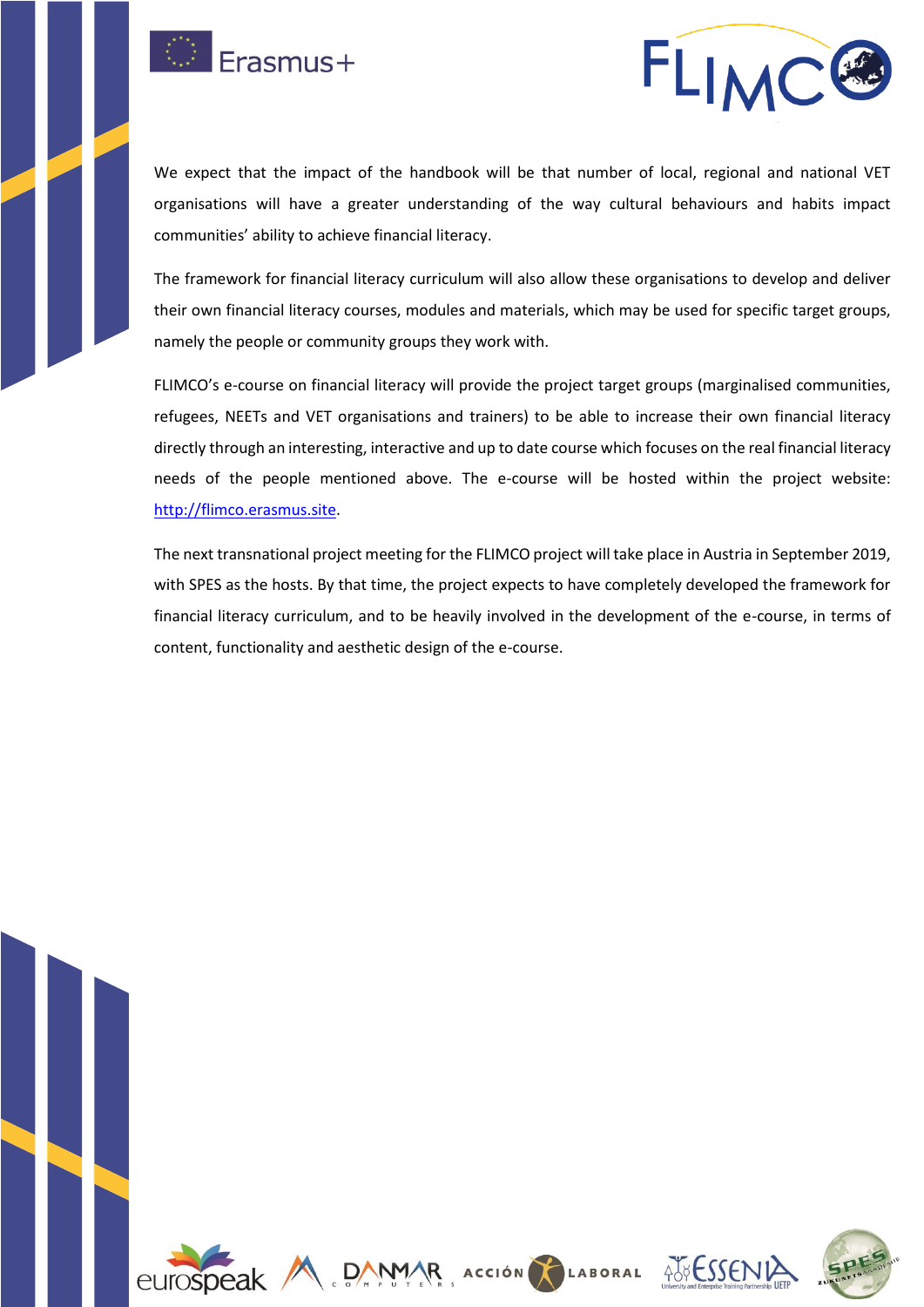We expect that the impact of the handbook will be that number of local, regional and national VET organisations will have a greater understanding of the way cultural behaviours and habits impact communities' ability to achieve financial literacy.

The framework for financial literacy curriculum will also allow these organisations to develop and deliver their own financial literacy courses, modules and materials, which may be used for specific target groups, namely the people or community groups they work with.

FLIMCO's e-course on financial literacy will provide the project target groups (marginalised communities, refugees, NEETs and VET organisations and trainers) to be able to increase their own financial literacy directly through an interesting, interactive and up to date course which focuses on the real financial literacy needs of the people mentioned above. The e-course will be hosted within the project website: [http://flimco.erasmus.site](http://flimco.erasmus.site).

The next transnational project meeting for the FLIMCO project will take place in Austria in September 2019, with SPES as the hosts. By that time, the project expects to have completely developed the framework for financial literacy curriculum, and to be heavily involved in the development of the e-course, in terms of content, functionality and aesthetic design of the e-course.